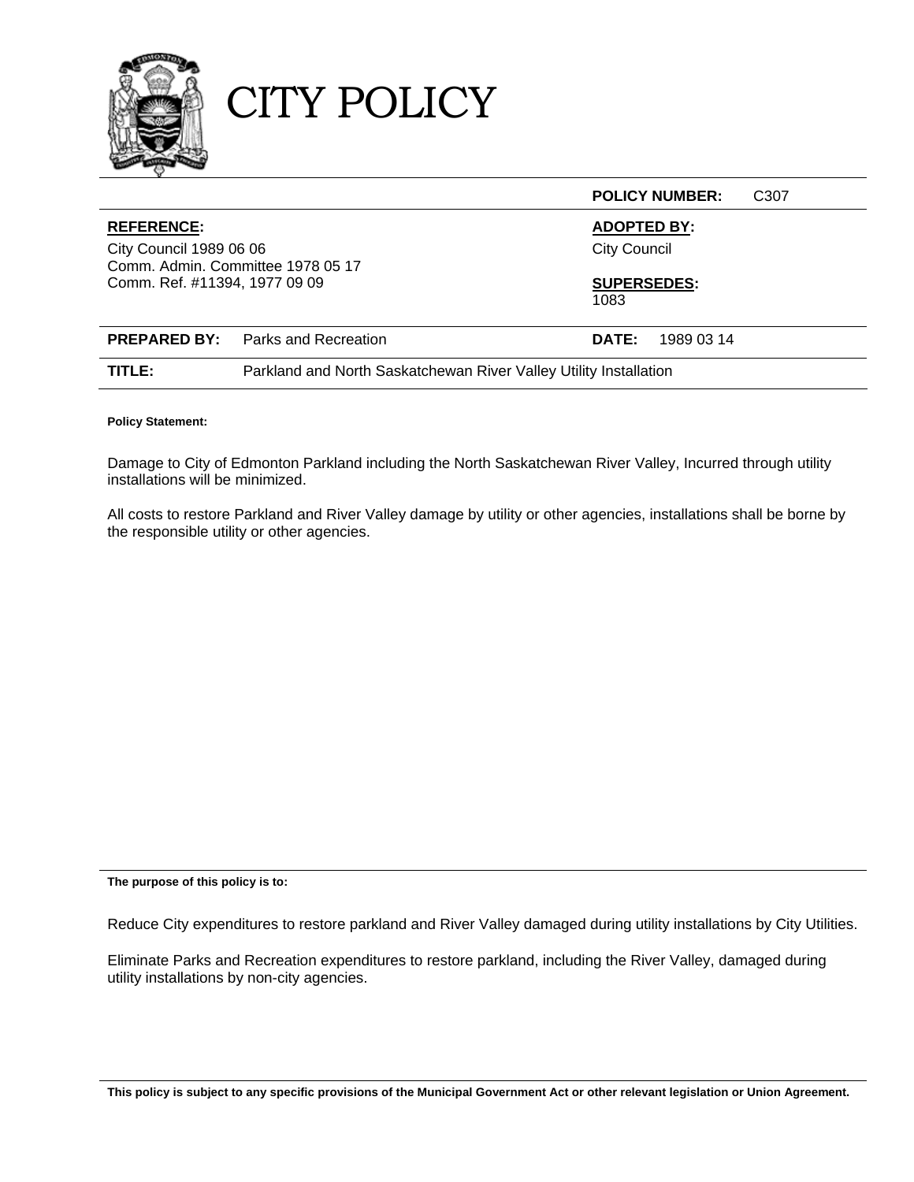# CITY POLICY

| | | | |
|---|---|---|---|
| | | **POLICY NUMBER:** | C307 |
| **REFERENCE:**<br>City Council 1989 06 06<br>Comm. Admin. Committee 1978 05 17<br>Comm. Ref. #11394, 1977 09 09 | | **ADOPTED BY:**<br>City Council<br><br>**SUPERSEDES:**<br>1083 | |
| **PREPARED BY:** | Parks and Recreation | **DATE:** | 1989 03 14 |
| **TITLE:** | Parkland and North Saskatchewan River Valley Utility Installation | | |

**Policy Statement:**

Damage to City of Edmonton Parkland including the North Saskatchewan River Valley, Incurred through utility installations will be minimized.

All costs to restore Parkland and River Valley damage by utility or other agencies, installations shall be borne by the responsible utility or other agencies.

**The purpose of this policy is to:**

Reduce City expenditures to restore parkland and River Valley damaged during utility installations by City Utilities.

Eliminate Parks and Recreation expenditures to restore parkland, including the River Valley, damaged during utility installations by non-city agencies.

**This policy is subject to any specific provisions of the Municipal Government Act or other relevant legislation or Union Agreement.**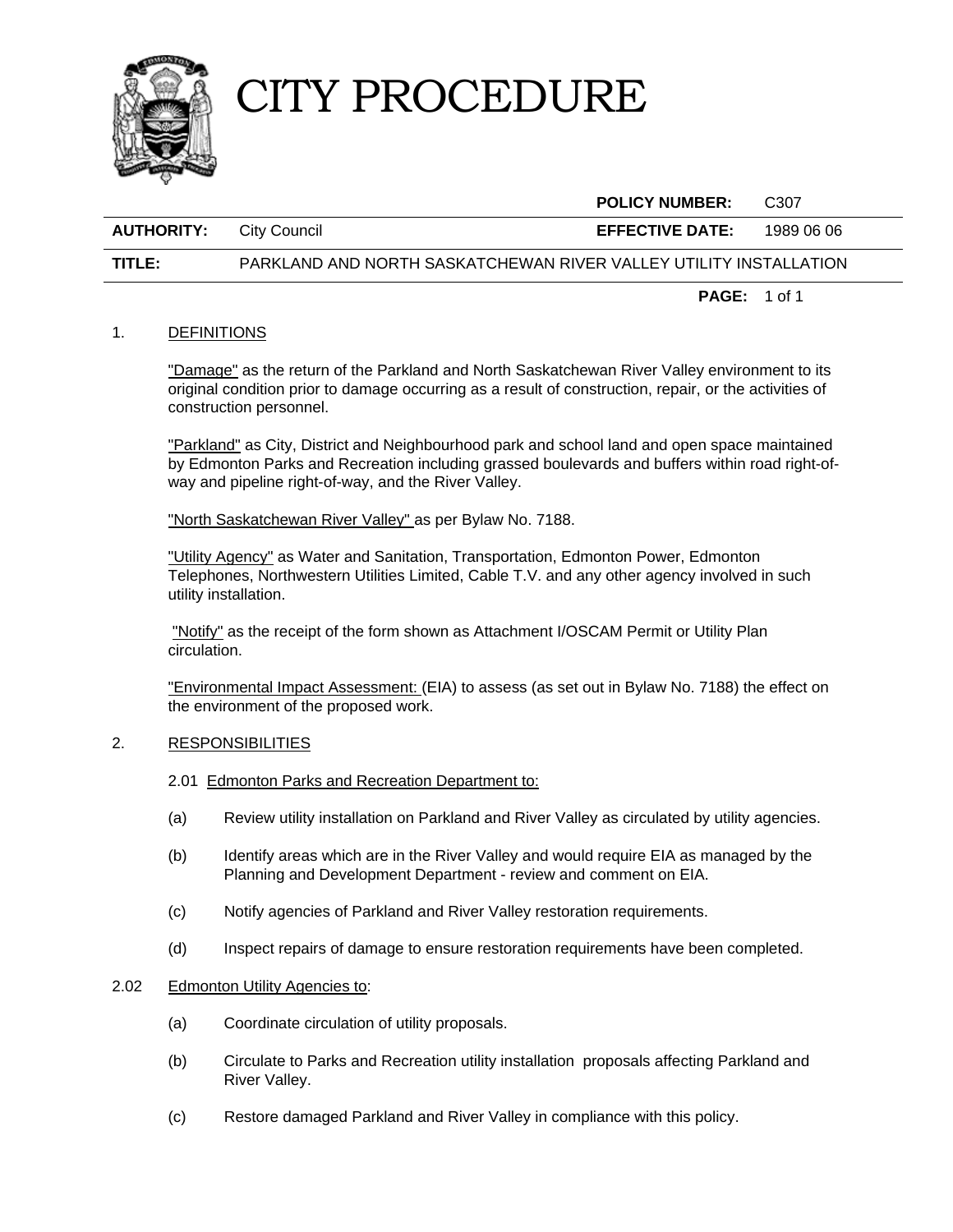# CITY PROCEDURE

| | | | |
|---|---|---|---|
| | | **POLICY NUMBER:** | C307 |
| **AUTHORITY:** | City Council | **EFFECTIVE DATE:** | 1989 06 06 |
| **TITLE:** | PARKLAND AND NORTH SASKATCHEWAN RIVER VALLEY UTILITY INSTALLATION | | |

## 1. DEFINITIONS

"Damage" as the return of the Parkland and North Saskatchewan River Valley environment to its original condition prior to damage occurring as a result of construction, repair, or the activities of construction personnel.

"Parkland" as City, District and Neighbourhood park and school land and open space maintained by Edmonton Parks and Recreation including grassed boulevards and buffers within road right-of-way and pipeline right-of-way, and the River Valley.

"North Saskatchewan River Valley" as per Bylaw No. 7188.

"Utility Agency" as Water and Sanitation, Transportation, Edmonton Power, Edmonton Telephones, Northwestern Utilities Limited, Cable T.V. and any other agency involved in such utility installation.

"Notify" as the receipt of the form shown as Attachment I/OSCAM Permit or Utility Plan circulation.

"Environmental Impact Assessment: (EIA) to assess (as set out in Bylaw No. 7188) the effect on the environment of the proposed work.

## 2. RESPONSIBILITIES

2.01 Edmonton Parks and Recreation Department to:

(a) Review utility installation on Parkland and River Valley as circulated by utility agencies.

(b) Identify areas which are in the River Valley and would require EIA as managed by the Planning and Development Department - review and comment on EIA.

(c) Notify agencies of Parkland and River Valley restoration requirements.

(d) Inspect repairs of damage to ensure restoration requirements have been completed.

2.02 Edmonton Utility Agencies to:

(a) Coordinate circulation of utility proposals.

(b) Circulate to Parks and Recreation utility installation proposals affecting Parkland and River Valley.

(c) Restore damaged Parkland and River Valley in compliance with this policy.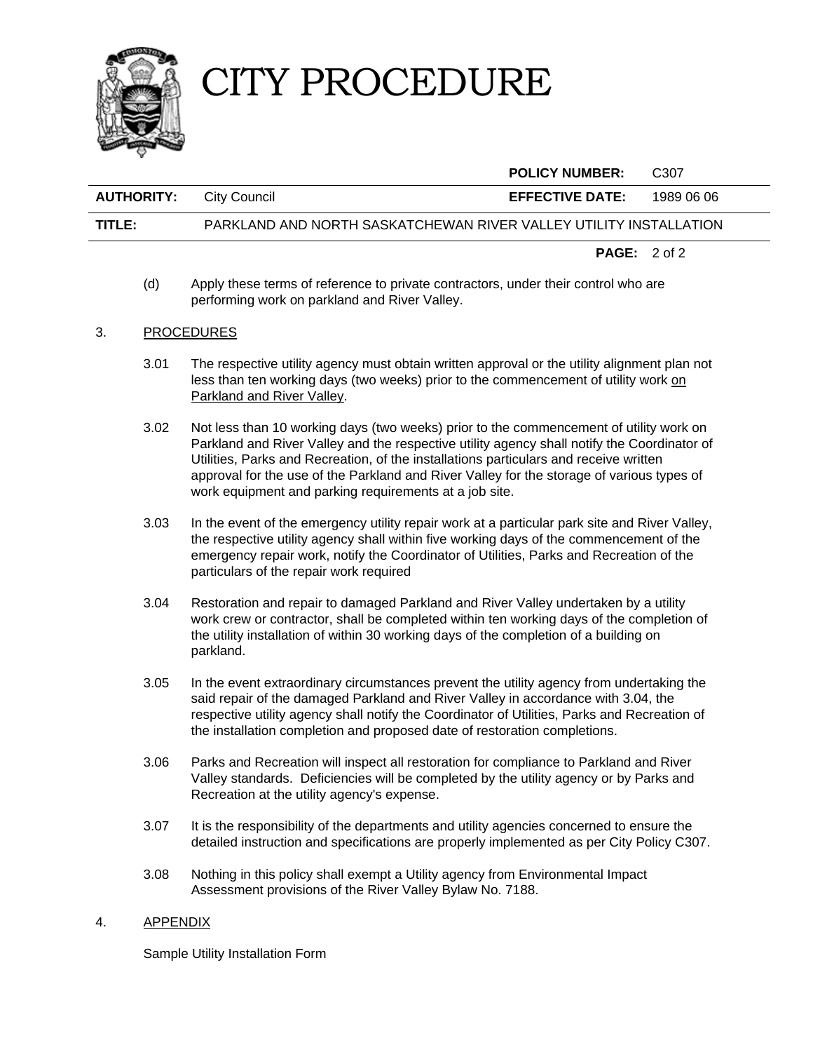(d) Apply these terms of reference to private contractors, under their control who are performing work on parkland and River Valley.

## 3. PROCEDURES

3.01 The respective utility agency must obtain written approval or the utility alignment plan not less than ten working days (two weeks) prior to the commencement of utility work <u>on Parkland and River Valley</u>.

3.02 Not less than 10 working days (two weeks) prior to the commencement of utility work on Parkland and River Valley and the respective utility agency shall notify the Coordinator of Utilities, Parks and Recreation, of the installations particulars and receive written approval for the use of the Parkland and River Valley for the storage of various types of work equipment and parking requirements at a job site.

3.03 In the event of the emergency utility repair work at a particular park site and River Valley, the respective utility agency shall within five working days of the commencement of the emergency repair work, notify the Coordinator of Utilities, Parks and Recreation of the particulars of the repair work required

3.04 Restoration and repair to damaged Parkland and River Valley undertaken by a utility work crew or contractor, shall be completed within ten working days of the completion of the utility installation of within 30 working days of the completion of a building on parkland.

3.05 In the event extraordinary circumstances prevent the utility agency from undertaking the said repair of the damaged Parkland and River Valley in accordance with 3.04, the respective utility agency shall notify the Coordinator of Utilities, Parks and Recreation of the installation completion and proposed date of restoration completions.

3.06 Parks and Recreation will inspect all restoration for compliance to Parkland and River Valley standards. Deficiencies will be completed by the utility agency or by Parks and Recreation at the utility agency's expense.

3.07 It is the responsibility of the departments and utility agencies concerned to ensure the detailed instruction and specifications are properly implemented as per City Policy C307.

3.08 Nothing in this policy shall exempt a Utility agency from Environmental Impact Assessment provisions of the River Valley Bylaw No. 7188.

## 4. APPENDIX

Sample Utility Installation Form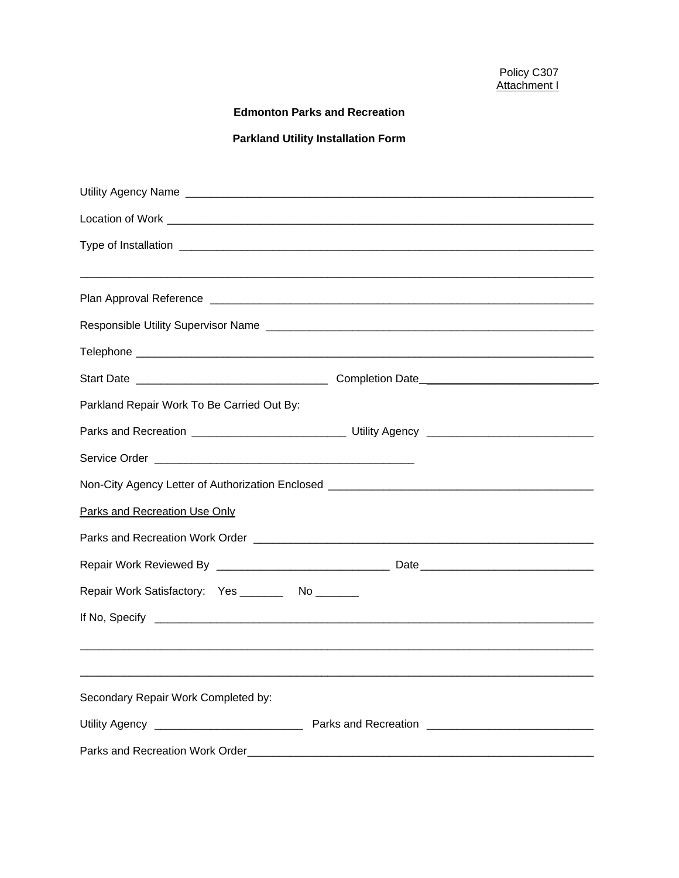Policy C307
Attachment I

**Edmonton Parks and Recreation**

**Parkland Utility Installation Form**

Utility Agency Name ____________________________________________________________

Location of Work _______________________________________________________________

Type of Installation _____________________________________________________________

_______________________________________________________________________________

Plan Approval Reference _________________________________________________________

Responsible Utility Supervisor Name _______________________________________________

Telephone ____________________________________________________________________

Start Date ______________________________ Completion Date__________________________

Parkland Repair Work To Be Carried Out By:

Parks and Recreation ________________________ Utility Agency __________________________

Service Order _________________________________________

Non-City Agency Letter of Authorization Enclosed ________________________________________

Parks and Recreation Use Only

Parks and Recreation Work Order ___________________________________________________

Repair Work Reviewed By ____________________________ Date___________________________

Repair Work Satisfactory: Yes _______ No _______

If No, Specify ___________________________________________________________________

_______________________________________________________________________________

_______________________________________________________________________________

Secondary Repair Work Completed by:

Utility Agency ________________________ Parks and Recreation __________________________

Parks and Recreation Work Order____________________________________________________